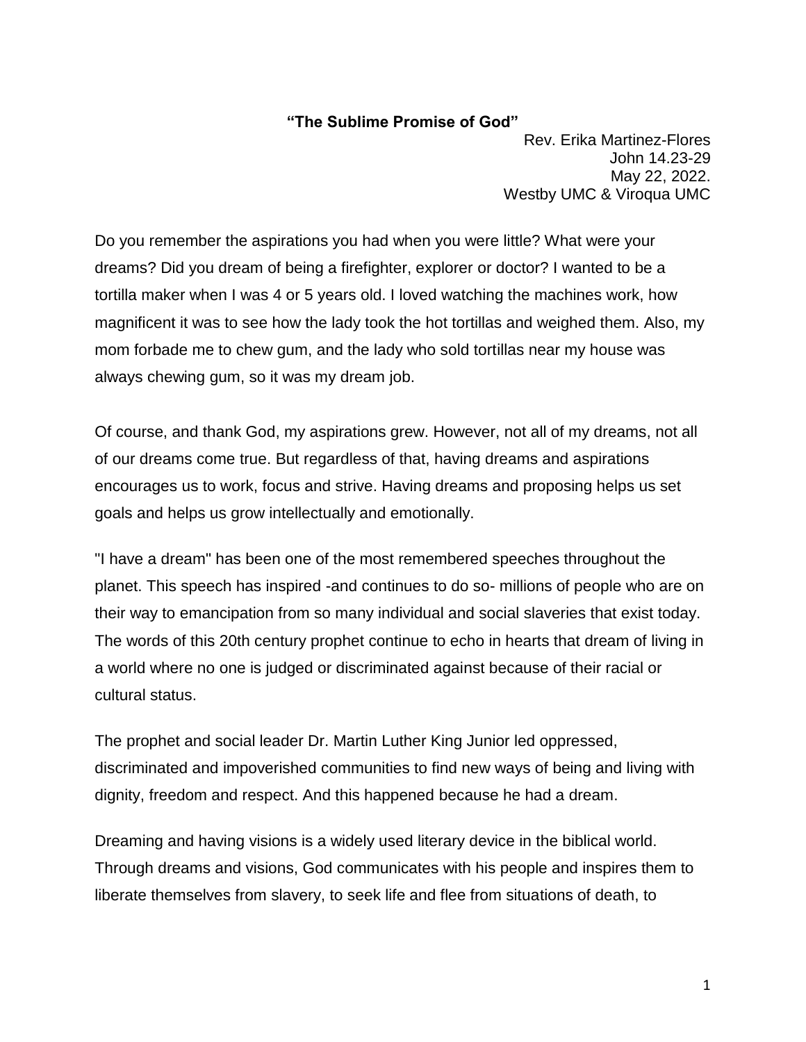# "The Sublime Promise of God"

Rev. Erika Martinez-Flores
John 14.23-29
May 22, 2022.
Westby UMC & Viroqua UMC

Do you remember the aspirations you had when you were little? What were your dreams? Did you dream of being a firefighter, explorer or doctor? I wanted to be a tortilla maker when I was 4 or 5 years old. I loved watching the machines work, how magnificent it was to see how the lady took the hot tortillas and weighed them. Also, my mom forbade me to chew gum, and the lady who sold tortillas near my house was always chewing gum, so it was my dream job.

Of course, and thank God, my aspirations grew. However, not all of my dreams, not all of our dreams come true. But regardless of that, having dreams and aspirations encourages us to work, focus and strive. Having dreams and proposing helps us set goals and helps us grow intellectually and emotionally.

"I have a dream" has been one of the most remembered speeches throughout the planet. This speech has inspired -and continues to do so- millions of people who are on their way to emancipation from so many individual and social slaveries that exist today. The words of this 20th century prophet continue to echo in hearts that dream of living in a world where no one is judged or discriminated against because of their racial or cultural status.

The prophet and social leader Dr. Martin Luther King Junior led oppressed, discriminated and impoverished communities to find new ways of being and living with dignity, freedom and respect. And this happened because he had a dream.

Dreaming and having visions is a widely used literary device in the biblical world. Through dreams and visions, God communicates with his people and inspires them to liberate themselves from slavery, to seek life and flee from situations of death, to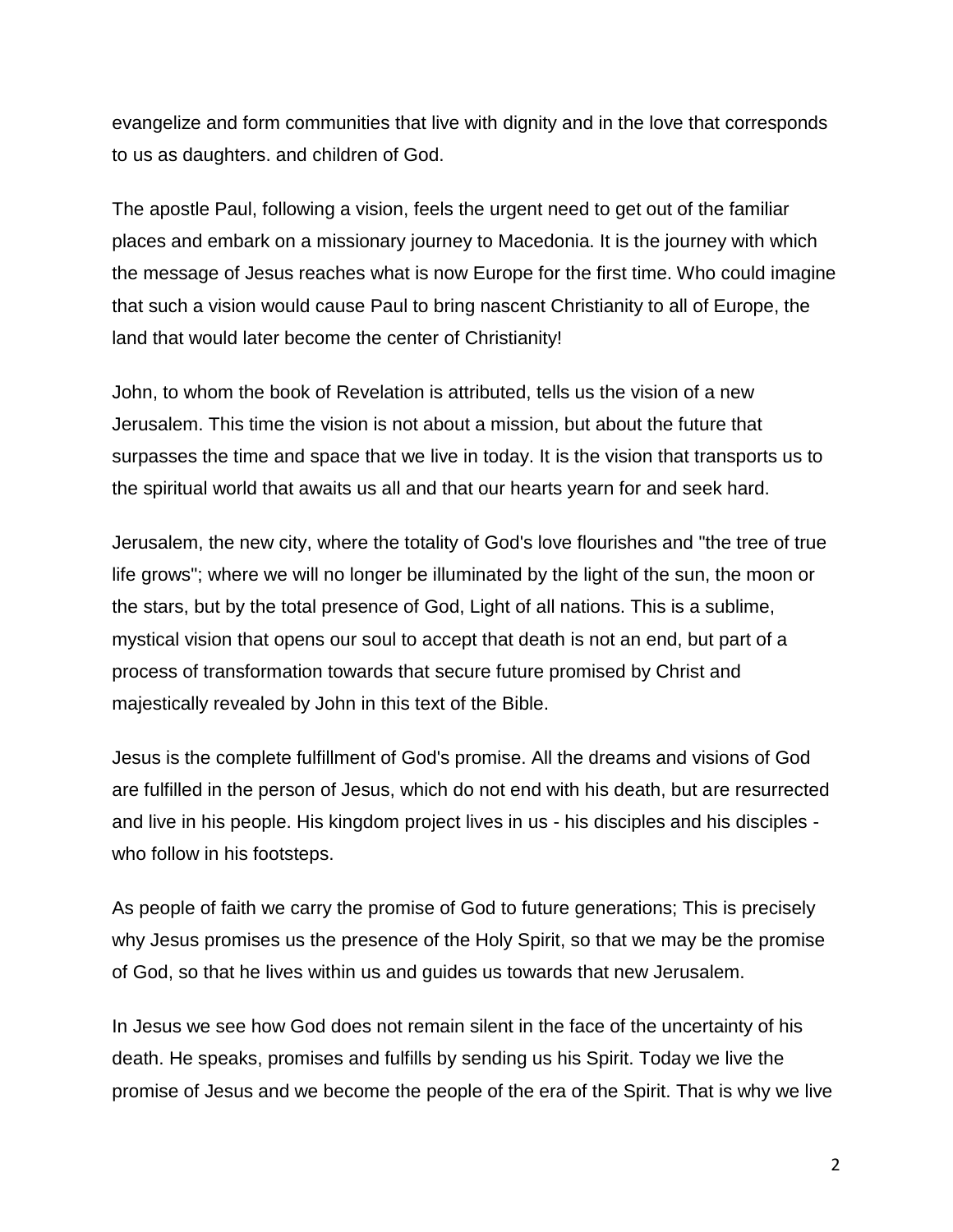evangelize and form communities that live with dignity and in the love that corresponds to us as daughters. and children of God.

The apostle Paul, following a vision, feels the urgent need to get out of the familiar places and embark on a missionary journey to Macedonia. It is the journey with which the message of Jesus reaches what is now Europe for the first time. Who could imagine that such a vision would cause Paul to bring nascent Christianity to all of Europe, the land that would later become the center of Christianity!

John, to whom the book of Revelation is attributed, tells us the vision of a new Jerusalem. This time the vision is not about a mission, but about the future that surpasses the time and space that we live in today. It is the vision that transports us to the spiritual world that awaits us all and that our hearts yearn for and seek hard.

Jerusalem, the new city, where the totality of God's love flourishes and "the tree of true life grows"; where we will no longer be illuminated by the light of the sun, the moon or the stars, but by the total presence of God, Light of all nations. This is a sublime, mystical vision that opens our soul to accept that death is not an end, but part of a process of transformation towards that secure future promised by Christ and majestically revealed by John in this text of the Bible.

Jesus is the complete fulfillment of God's promise. All the dreams and visions of God are fulfilled in the person of Jesus, which do not end with his death, but are resurrected and live in his people. His kingdom project lives in us - his disciples and his disciples - who follow in his footsteps.

As people of faith we carry the promise of God to future generations; This is precisely why Jesus promises us the presence of the Holy Spirit, so that we may be the promise of God, so that he lives within us and guides us towards that new Jerusalem.

In Jesus we see how God does not remain silent in the face of the uncertainty of his death. He speaks, promises and fulfills by sending us his Spirit. Today we live the promise of Jesus and we become the people of the era of the Spirit. That is why we live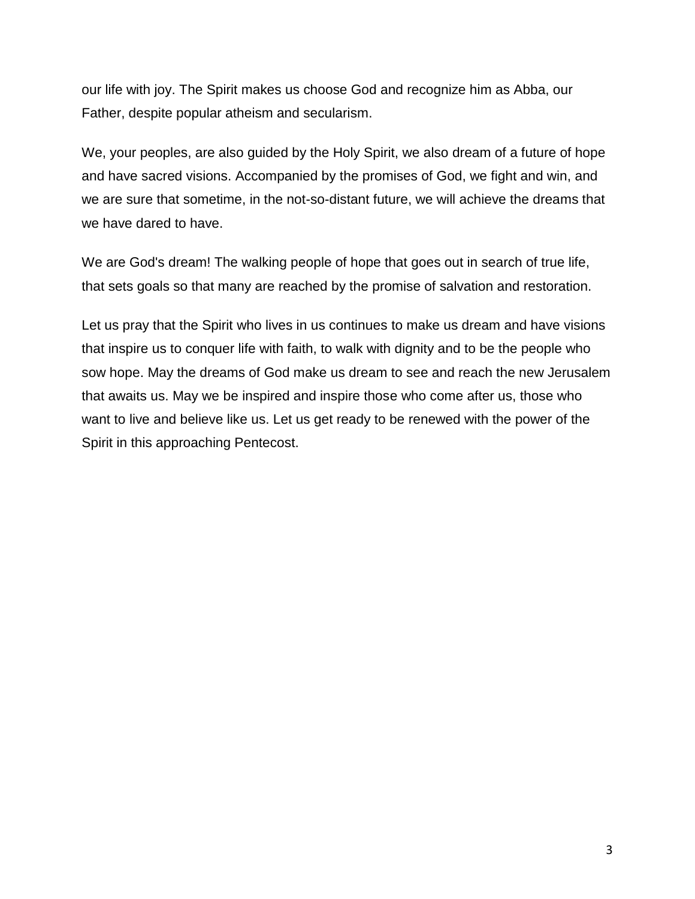our life with joy. The Spirit makes us choose God and recognize him as Abba, our Father, despite popular atheism and secularism.

We, your peoples, are also guided by the Holy Spirit, we also dream of a future of hope and have sacred visions. Accompanied by the promises of God, we fight and win, and we are sure that sometime, in the not-so-distant future, we will achieve the dreams that we have dared to have.

We are God's dream! The walking people of hope that goes out in search of true life, that sets goals so that many are reached by the promise of salvation and restoration.

Let us pray that the Spirit who lives in us continues to make us dream and have visions that inspire us to conquer life with faith, to walk with dignity and to be the people who sow hope. May the dreams of God make us dream to see and reach the new Jerusalem that awaits us. May we be inspired and inspire those who come after us, those who want to live and believe like us. Let us get ready to be renewed with the power of the Spirit in this approaching Pentecost.